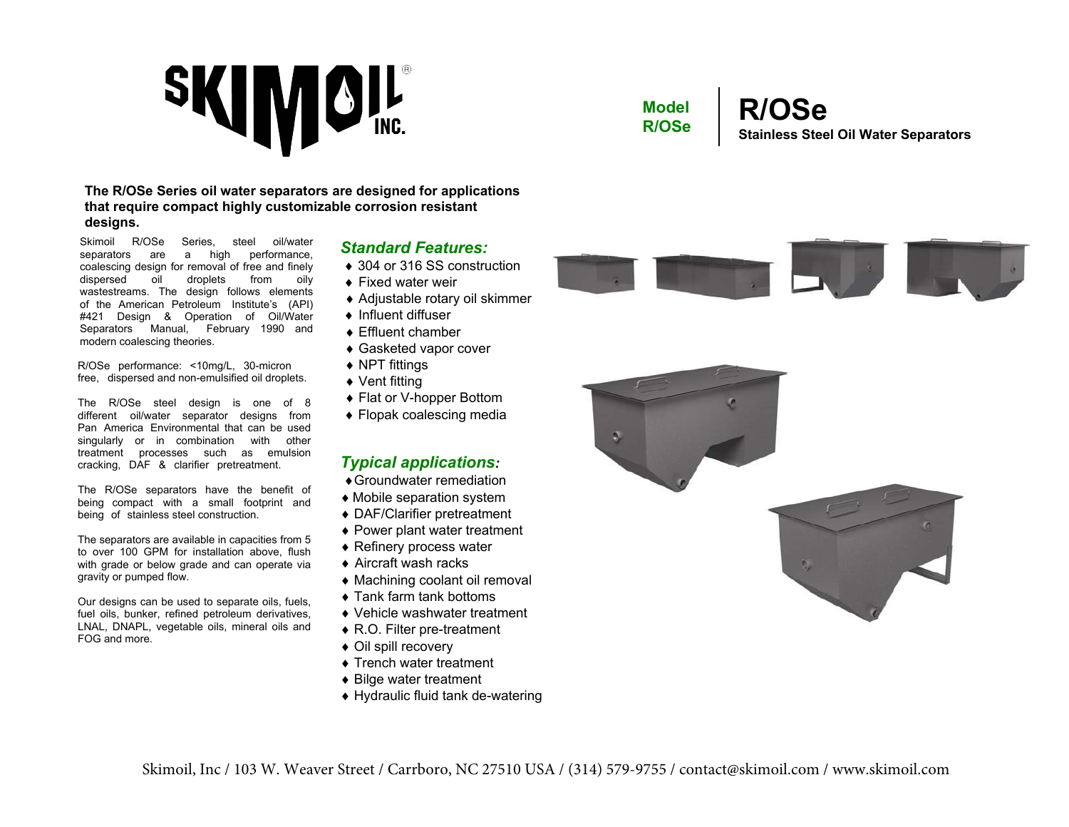SKIMOIL® INC.

**Model R/OSe**

# R/OSe

**Stainless Steel Oil Water Separators**

**The R/OSe Series oil water separators are designed for applications that require compact highly customizable corrosion resistant designs.**

Skimoil R/OSe Series, steel oil/water separators are a high performance, coalescing design for removal of free and finely dispersed oil droplets from oily wastestreams. The design follows elements of the American Petroleum Institute's (API) #421 Design & Operation of Oil/Water Separators Manual, February 1990 and modern coalescing theories.

R/OSe performance: <10mg/L, 30-micron free, dispersed and non-emulsified oil droplets.

The R/OSe steel design is one of 8 different oil/water separator designs from Pan America Environmental that can be used singularly or in combination with other treatment processes such as emulsion cracking, DAF & clarifier pretreatment.

The R/OSe separators have the benefit of being compact with a small footprint and being of stainless steel construction.

The separators are available in capacities from 5 to over 100 GPM for installation above, flush with grade or below grade and can operate via gravity or pumped flow.

Our designs can be used to separate oils, fuels, fuel oils, bunker, refined petroleum derivatives, LNAL, DNAPL, vegetable oils, mineral oils and FOG and more.

## *Standard Features:*

- 304 or 316 SS construction
- Fixed water weir
- Adjustable rotary oil skimmer
- Influent diffuser
- Effluent chamber
- Gasketed vapor cover
- NPT fittings
- Vent fitting
- Flat or V-hopper Bottom
- Flopak coalescing media

## *Typical applications:*

- Groundwater remediation
- Mobile separation system
- DAF/Clarifier pretreatment
- Power plant water treatment
- Refinery process water
- Aircraft wash racks
- Machining coolant oil removal
- Tank farm tank bottoms
- Vehicle washwater treatment
- R.O. Filter pre-treatment
- Oil spill recovery
- Trench water treatment
- Bilge water treatment
- Hydraulic fluid tank de-watering

Skimoil, Inc / 103 W. Weaver Street / Carrboro, NC 27510 USA / (314) 579-9755 / contact@skimoil.com / www.skimoil.com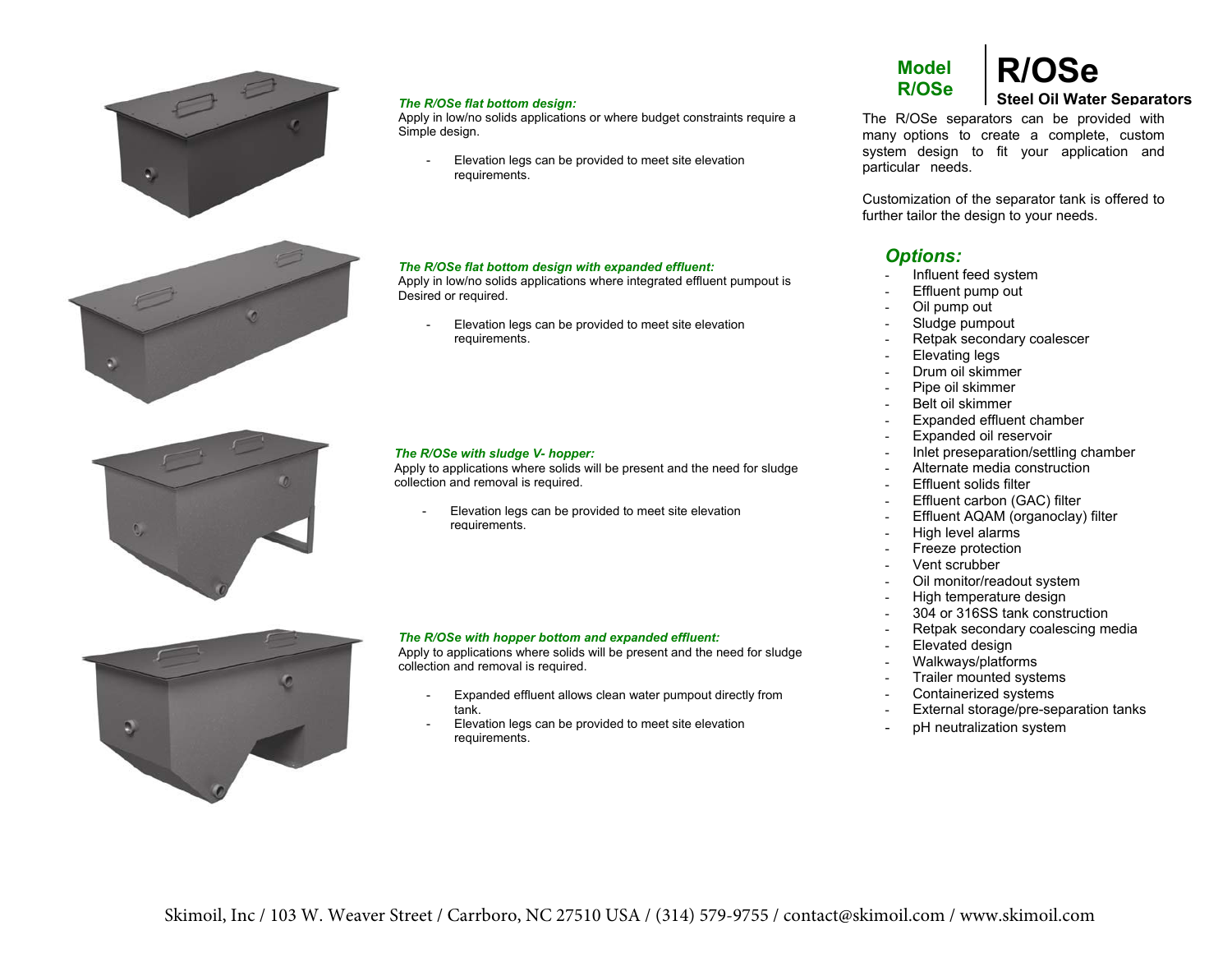# Model R/OSe | R/OSe

## Steel Oil Water Separators

The R/OSe separators can be provided with many options to create a complete, custom system design to fit your application and particular needs.

Customization of the separator tank is offered to further tailor the design to your needs.

### *Options:*

- Influent feed system
- Effluent pump out
- Oil pump out
- Sludge pumpout
- Retpak secondary coalescer
- Elevating legs
- Drum oil skimmer
- Pipe oil skimmer
- Belt oil skimmer
- Expanded effluent chamber
- Expanded oil reservoir
- Inlet preseparation/settling chamber
- Alternate media construction
- Effluent solids filter
- Effluent carbon (GAC) filter
- Effluent AQAM (organoclay) filter
- High level alarms
- Freeze protection
- Vent scrubber
- Oil monitor/readout system
- High temperature design
- 304 or 316SS tank construction
- Retpak secondary coalescing media
- Elevated design
- Walkways/platforms
- Trailer mounted systems
- Containerized systems
- External storage/pre-separation tanks
- pH neutralization system

***The R/OSe flat bottom design:***
Apply in low/no solids applications or where budget constraints require a Simple design.

- Elevation legs can be provided to meet site elevation requirements.

***The R/OSe flat bottom design with expanded effluent:***
Apply in low/no solids applications where integrated effluent pumpout is Desired or required.

- Elevation legs can be provided to meet site elevation requirements.

***The R/OSe with sludge V- hopper:***
Apply to applications where solids will be present and the need for sludge collection and removal is required.

- Elevation legs can be provided to meet site elevation requirements.

***The R/OSe with hopper bottom and expanded effluent:***
Apply to applications where solids will be present and the need for sludge collection and removal is required.

- Expanded effluent allows clean water pumpout directly from tank.
- Elevation legs can be provided to meet site elevation requirements.

Skimoil, Inc / 103 W. Weaver Street / Carrboro, NC 27510 USA / (314) 579-9755 / contact@skimoil.com / www.skimoil.com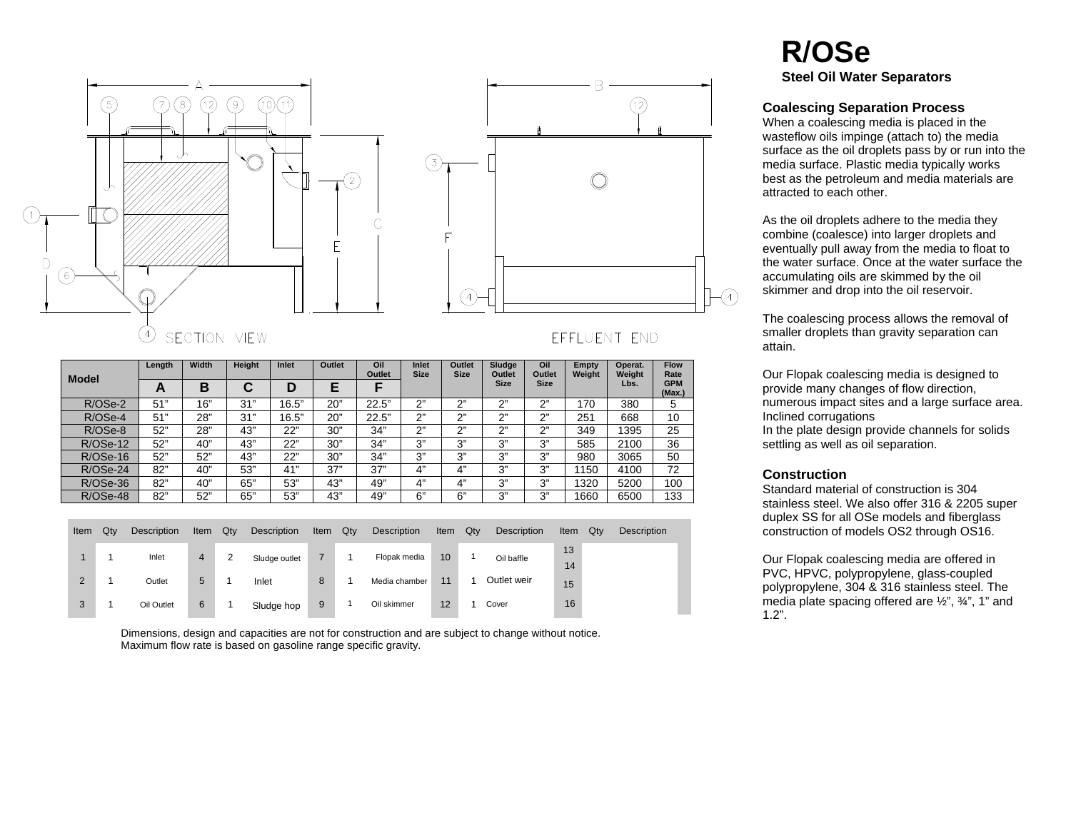# R/OSe

**Steel Oil Water Separators**

SECTION VIEW

EFFLUENT END

| Model | Length A | Width B | Height C | Inlet D | Outlet E | Oil Outlet F | Inlet Size | Outlet Size | Sludge Outlet Size | Oil Outlet Size | Empty Weight | Operat. Weight Lbs. | Flow Rate GPM (Max.) |
|---|---|---|---|---|---|---|---|---|---|---|---|---|---|
| R/OSe-2 | 51" | 16" | 31" | 16.5" | 20" | 22.5" | 2" | 2" | 2" | 2" | 170 | 380 | 5 |
| R/OSe-4 | 51" | 28" | 31" | 16.5" | 20" | 22.5" | 2" | 2" | 2" | 2" | 251 | 668 | 10 |
| R/OSe-8 | 52" | 28" | 43" | 22" | 30" | 34" | 2" | 2" | 2" | 2" | 349 | 1395 | 25 |
| R/OSe-12 | 52" | 40" | 43" | 22" | 30" | 34" | 3" | 3" | 3" | 3" | 585 | 2100 | 36 |
| R/OSe-16 | 52" | 52" | 43" | 22" | 30" | 34" | 3" | 3" | 3" | 3" | 980 | 3065 | 50 |
| R/OSe-24 | 82" | 40" | 53" | 41" | 37" | 37" | 4" | 4" | 3" | 3" | 1150 | 4100 | 72 |
| R/OSe-36 | 82" | 40" | 65" | 53" | 43" | 49" | 4" | 4" | 3" | 3" | 1320 | 5200 | 100 |
| R/OSe-48 | 82" | 52" | 65" | 53" | 43" | 49" | 6" | 6" | 3" | 3" | 1660 | 6500 | 133 |

| Item | Qty | Description | Item | Qty | Description | Item | Qty | Description | Item | Qty | Description | Item | Qty | Description |
|---|---|---|---|---|---|---|---|---|---|---|---|---|---|---|
| 1 | 1 | Inlet | 4 | 2 | Sludge outlet | 7 | 1 | Flopak media | 10 | 1 | Oil baffle | 13 | | |
| | | | | | | | | | | | | 14 | | |
| 2 | 1 | Outlet | 5 | 1 | Inlet | 8 | 1 | Media chamber | 11 | 1 | Outlet weir | 15 | | |
| 3 | 1 | Oil Outlet | 6 | 1 | Sludge hop | 9 | 1 | Oil skimmer | 12 | 1 | Cover | 16 | | |

Dimensions, design and capacities are not for construction and are subject to change without notice.
Maximum flow rate is based on gasoline range specific gravity.

## Coalescing Separation Process

When a coalescing media is placed in the wasteflow oils impinge (attach to) the media surface as the oil droplets pass by or run into the media surface. Plastic media typically works best as the petroleum and media materials are attracted to each other.

As the oil droplets adhere to the media they combine (coalesce) into larger droplets and eventually pull away from the media to float to the water surface. Once at the water surface the accumulating oils are skimmed by the oil skimmer and drop into the oil reservoir.

The coalescing process allows the removal of smaller droplets than gravity separation can attain.

Our Flopak coalescing media is designed to provide many changes of flow direction, numerous impact sites and a large surface area. Inclined corrugations
In the plate design provide channels for solids settling as well as oil separation.

## Construction

Standard material of construction is 304 stainless steel. We also offer 316 & 2205 super duplex SS for all OSe models and fiberglass construction of models OS2 through OS16.

Our Flopak coalescing media are offered in PVC, HPVC, polypropylene, glass-coupled polypropylene, 304 & 316 stainless steel. The media plate spacing offered are ½", ¾", 1" and 1.2".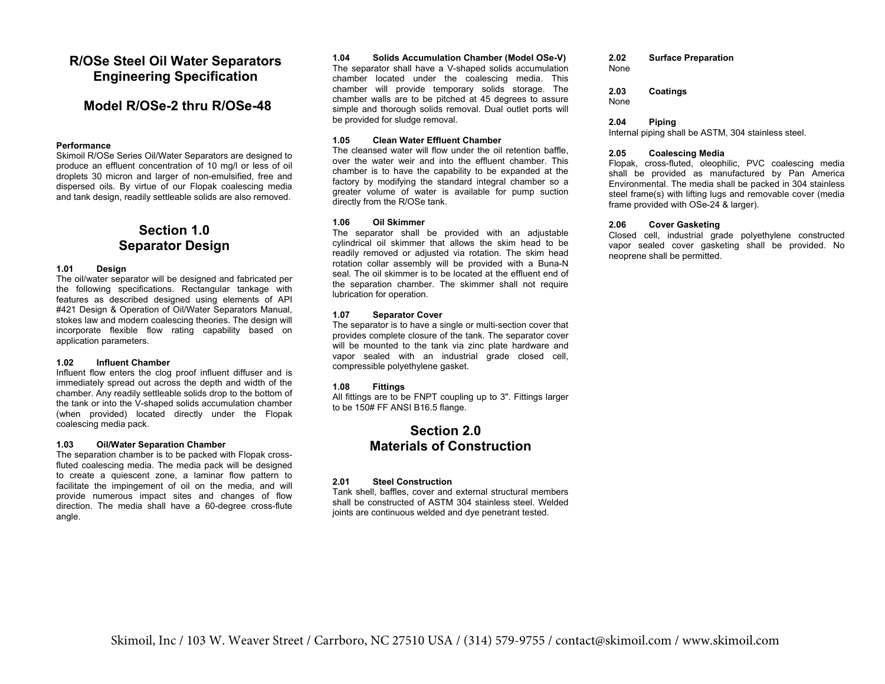# R/OSe Steel Oil Water Separators Engineering Specification

# Model R/OSe-2 thru R/OSe-48

**Performance**

Skimoil R/OSe Series Oil/Water Separators are designed to produce an effluent concentration of 10 mg/l or less of oil droplets 30 micron and larger of non-emulsified, free and dispersed oils. By virtue of our Flopak coalescing media and tank design, readily settleable solids are also removed.

## Section 1.0 Separator Design

**1.01 Design**

The oil/water separator will be designed and fabricated per the following specifications. Rectangular tankage with features as described designed using elements of API #421 Design & Operation of Oil/Water Separators Manual, stokes law and modern coalescing theories. The design will incorporate flexible flow rating capability based on application parameters.

**1.02 Influent Chamber**

Influent flow enters the clog proof influent diffuser and is immediately spread out across the depth and width of the chamber. Any readily settleable solids drop to the bottom of the tank or into the V-shaped solids accumulation chamber (when provided) located directly under the Flopak coalescing media pack.

**1.03 Oil/Water Separation Chamber**

The separation chamber is to be packed with Flopak cross-fluted coalescing media. The media pack will be designed to create a quiescent zone, a laminar flow pattern to facilitate the impingement of oil on the media, and will provide numerous impact sites and changes of flow direction. The media shall have a 60-degree cross-flute angle.

**1.04 Solids Accumulation Chamber (Model OSe-V)**

The separator shall have a V-shaped solids accumulation chamber located under the coalescing media. This chamber will provide temporary solids storage. The chamber walls are to be pitched at 45 degrees to assure simple and thorough solids removal. Dual outlet ports will be provided for sludge removal.

**1.05 Clean Water Effluent Chamber**

The cleansed water will flow under the oil retention baffle, over the water weir and into the effluent chamber. This chamber is to have the capability to be expanded at the factory by modifying the standard integral chamber so a greater volume of water is available for pump suction directly from the R/OSe tank.

**1.06 Oil Skimmer**

The separator shall be provided with an adjustable cylindrical oil skimmer that allows the skim head to be readily removed or adjusted via rotation. The skim head rotation collar assembly will be provided with a Buna-N seal. The oil skimmer is to be located at the effluent end of the separation chamber. The skimmer shall not require lubrication for operation.

**1.07 Separator Cover**

The separator is to have a single or multi-section cover that provides complete closure of the tank. The separator cover will be mounted to the tank via zinc plate hardware and vapor sealed with an industrial grade closed cell, compressible polyethylene gasket.

**1.08 Fittings**

All fittings are to be FNPT coupling up to 3". Fittings larger to be 150# FF ANSI B16.5 flange.

## Section 2.0 Materials of Construction

**2.01 Steel Construction**

Tank shell, baffles, cover and external structural members shall be constructed of ASTM 304 stainless steel. Welded joints are continuous welded and dye penetrant tested.

**2.02 Surface Preparation**

None

**2.03 Coatings**

None

**2.04 Piping**

Internal piping shall be ASTM, 304 stainless steel.

**2.05 Coalescing Media**

Flopak, cross-fluted, oleophilic, PVC coalescing media shall be provided as manufactured by Pan America Environmental. The media shall be packed in 304 stainless steel frame(s) with lifting lugs and removable cover (media frame provided with OSe-24 & larger).

**2.06 Cover Gasketing**

Closed cell, industrial grade polyethylene constructed vapor sealed cover gasketing shall be provided. No neoprene shall be permitted.

Skimoil, Inc / 103 W. Weaver Street / Carrboro, NC 27510 USA / (314) 579-9755 / contact@skimoil.com / www.skimoil.com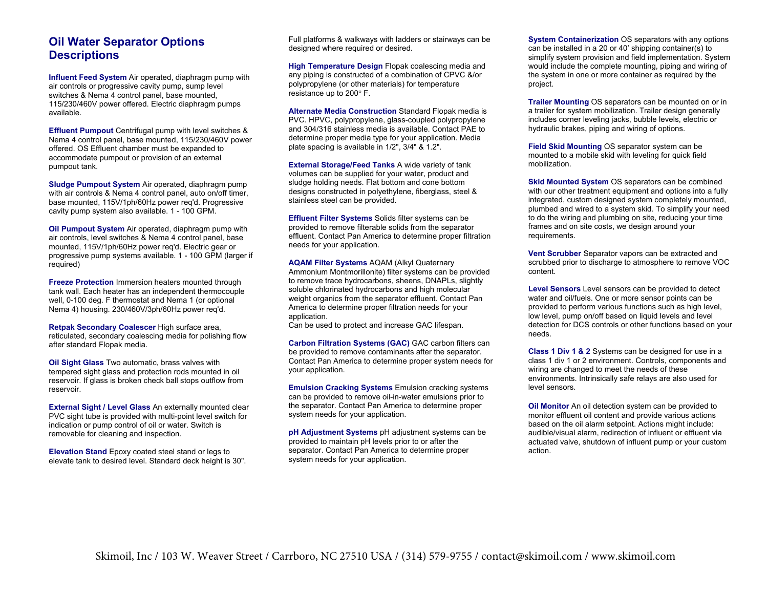# Oil Water Separator Options Descriptions

**Influent Feed System** Air operated, diaphragm pump with air controls or progressive cavity pump, sump level switches & Nema 4 control panel, base mounted, 115/230/460V power offered. Electric diaphragm pumps available.

**Effluent Pumpout** Centrifugal pump with level switches & Nema 4 control panel, base mounted, 115/230/460V power offered. OS Effluent chamber must be expanded to accommodate pumpout or provision of an external pumpout tank.

**Sludge Pumpout System** Air operated, diaphragm pump with air controls & Nema 4 control panel, auto on/off timer, base mounted, 115V/1ph/60Hz power req'd. Progressive cavity pump system also available. 1 - 100 GPM.

**Oil Pumpout System** Air operated, diaphragm pump with air controls, level switches & Nema 4 control panel, base mounted, 115V/1ph/60Hz power req'd. Electric gear or progressive pump systems available. 1 - 100 GPM (larger if required)

**Freeze Protection** Immersion heaters mounted through tank wall. Each heater has an independent thermocouple well, 0-100 deg. F thermostat and Nema 1 (or optional Nema 4) housing. 230/460V/3ph/60Hz power req'd.

**Retpak Secondary Coalescer** High surface area, reticulated, secondary coalescing media for polishing flow after standard Flopak media.

**Oil Sight Glass** Two automatic, brass valves with tempered sight glass and protection rods mounted in oil reservoir. If glass is broken check ball stops outflow from reservoir.

**External Sight / Level Glass** An externally mounted clear PVC sight tube is provided with multi-point level switch for indication or pump control of oil or water. Switch is removable for cleaning and inspection.

**Elevation Stand** Epoxy coated steel stand or legs to elevate tank to desired level. Standard deck height is 30". Full platforms & walkways with ladders or stairways can be designed where required or desired.

**High Temperature Design** Flopak coalescing media and any piping is constructed of a combination of CPVC &/or polypropylene (or other materials) for temperature resistance up to 200° F.

**Alternate Media Construction** Standard Flopak media is PVC. HPVC, polypropylene, glass-coupled polypropylene and 304/316 stainless media is available. Contact PAE to determine proper media type for your application. Media plate spacing is available in 1/2", 3/4" & 1.2".

**External Storage/Feed Tanks** A wide variety of tank volumes can be supplied for your water, product and sludge holding needs. Flat bottom and cone bottom designs constructed in polyethylene, fiberglass, steel & stainless steel can be provided.

**Effluent Filter Systems** Solids filter systems can be provided to remove filterable solids from the separator effluent. Contact Pan America to determine proper filtration needs for your application.

**AQAM Filter Systems** AQAM (Alkyl Quaternary Ammonium Montmorillonite) filter systems can be provided to remove trace hydrocarbons, sheens, DNAPLs, slightly soluble chlorinated hydrocarbons and high molecular weight organics from the separator effluent. Contact Pan America to determine proper filtration needs for your application.
Can be used to protect and increase GAC lifespan.

**Carbon Filtration Systems (GAC)** GAC carbon filters can be provided to remove contaminants after the separator. Contact Pan America to determine proper system needs for your application.

**Emulsion Cracking Systems** Emulsion cracking systems can be provided to remove oil-in-water emulsions prior to the separator. Contact Pan America to determine proper system needs for your application.

**pH Adjustment Systems** pH adjustment systems can be provided to maintain pH levels prior to or after the separator. Contact Pan America to determine proper system needs for your application.

**System Containerization** OS separators with any options can be installed in a 20 or 40' shipping container(s) to simplify system provision and field implementation. System would include the complete mounting, piping and wiring of the system in one or more container as required by the project.

**Trailer Mounting** OS separators can be mounted on or in a trailer for system mobilization. Trailer design generally includes corner leveling jacks, bubble levels, electric or hydraulic brakes, piping and wiring of options.

**Field Skid Mounting** OS separator system can be mounted to a mobile skid with leveling for quick field mobilization.

**Skid Mounted System** OS separators can be combined with our other treatment equipment and options into a fully integrated, custom designed system completely mounted, plumbed and wired to a system skid. To simplify your need to do the wiring and plumbing on site, reducing your time frames and on site costs, we design around your requirements.

**Vent Scrubber** Separator vapors can be extracted and scrubbed prior to discharge to atmosphere to remove VOC content.

**Level Sensors** Level sensors can be provided to detect water and oil/fuels. One or more sensor points can be provided to perform various functions such as high level, low level, pump on/off based on liquid levels and level detection for DCS controls or other functions based on your needs.

**Class 1 Div 1 & 2** Systems can be designed for use in a class 1 div 1 or 2 environment. Controls, components and wiring are changed to meet the needs of these environments. Intrinsically safe relays are also used for level sensors.

**Oil Monitor** An oil detection system can be provided to monitor effluent oil content and provide various actions based on the oil alarm setpoint. Actions might include: audible/visual alarm, redirection of influent or effluent via actuated valve, shutdown of influent pump or your custom action.

Skimoil, Inc / 103 W. Weaver Street / Carrboro, NC 27510 USA / (314) 579-9755 / contact@skimoil.com / www.skimoil.com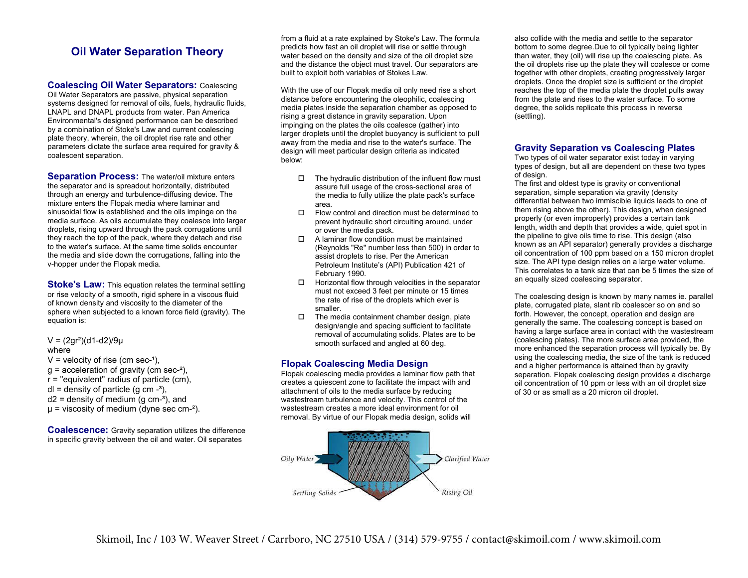# Oil Water Separation Theory

**Coalescing Oil Water Separators:** Coalescing Oil Water Separators are passive, physical separation systems designed for removal of oils, fuels, hydraulic fluids, LNAPL and DNAPL products from water. Pan America Environmental's designed performance can be described by a combination of Stoke's Law and current coalescing plate theory, wherein, the oil droplet rise rate and other parameters dictate the surface area required for gravity & coalescent separation.

**Separation Process:** The water/oil mixture enters the separator and is spreadout horizontally, distributed through an energy and turbulence-diffusing device. The mixture enters the Flopak media where laminar and sinusoidal flow is established and the oils impinge on the media surface. As oils accumulate they coalesce into larger droplets, rising upward through the pack corrugations until they reach the top of the pack, where they detach and rise to the water's surface. At the same time solids encounter the media and slide down the corrugations, falling into the v-hopper under the Flopak media.

**Stoke's Law:** This equation relates the terminal settling or rise velocity of a smooth, rigid sphere in a viscous fluid of known density and viscosity to the diameter of the sphere when subjected to a known force field (gravity). The equation is:

$$V = (2gr^2)(d1-d2)/9\mu$$

where
$V$ = velocity of rise (cm $sec^{-1}$),
$g$ = acceleration of gravity (cm $sec^{-2}$),
$r$ = "equivalent" radius of particle (cm),
$dl$ = density of particle (g $cm^{-3}$),
$d2$ = density of medium (g $cm^{-3}$), and
$\mu$ = viscosity of medium (dyne sec $cm^{-2}$).

**Coalescence:** Gravity separation utilizes the difference in specific gravity between the oil and water. Oil separates from a fluid at a rate explained by Stoke's Law. The formula predicts how fast an oil droplet will rise or settle through water based on the density and size of the oil droplet size and the distance the object must travel. Our separators are built to exploit both variables of Stokes Law.

With the use of our Flopak media oil only need rise a short distance before encountering the oleophilic, coalescing media plates inside the separation chamber as opposed to rising a great distance in gravity separation. Upon impinging on the plates the oils coalesce (gather) into larger droplets until the droplet buoyancy is sufficient to pull away from the media and rise to the water's surface. The design will meet particular design criteria as indicated below:

- The hydraulic distribution of the influent flow must assure full usage of the cross-sectional area of the media to fully utilize the plate pack's surface area.
- Flow control and direction must be determined to prevent hydraulic short circuiting around, under or over the media pack.
- A laminar flow condition must be maintained (Reynolds "Re" number less than 500) in order to assist droplets to rise. Per the American Petroleum Institute's (API) Publication 421 of February 1990.
- Horizontal flow through velocities in the separator must not exceed 3 feet per minute or 15 times the rate of rise of the droplets which ever is smaller.
- The media containment chamber design, plate design/angle and spacing sufficient to facilitate removal of accumulating solids. Plates are to be smooth surfaced and angled at 60 deg.

## Flopak Coalescing Media Design

Flopak coalescing media provides a laminar flow path that creates a quiescent zone to facilitate the impact with and attachment of oils to the media surface by reducing wastestream turbulence and velocity. This control of the wastestream creates a more ideal environment for oil removal. By virtue of our Flopak media design, solids will also collide with the media and settle to the separator bottom to some degree.Due to oil typically being lighter than water, they (oil) will rise up the coalescing plate. As the oil droplets rise up the plate they will coalesce or come together with other droplets, creating progressively larger droplets. Once the droplet size is sufficient or the droplet reaches the top of the media plate the droplet pulls away from the plate and rises to the water surface. To some degree, the solids replicate this process in reverse (settling).

Oily Water
Clarified Water
Settling Solids
Rising Oil

## Gravity Separation vs Coalescing Plates

Two types of oil water separator exist today in varying types of design, but all are dependent on these two types of design.
The first and oldest type is gravity or conventional separation, simple separation via gravity (density differential between two immiscible liquids leads to one of them rising above the other). This design, when designed properly (or even improperly) provides a certain tank length, width and depth that provides a wide, quiet spot in the pipeline to give oils time to rise. This design (also known as an API separator) generally provides a discharge oil concentration of 100 ppm based on a 150 micron droplet size. The API type design relies on a large water volume. This correlates to a tank size that can be 5 times the size of an equally sized coalescing separator.

The coalescing design is known by many names ie. parallel plate, corrugated plate, slant rib coalescer so on and so forth. However, the concept, operation and design are generally the same. The coalescing concept is based on having a large surface area in contact with the wastestream (coalescing plates). The more surface area provided, the more enhanced the separation process will typically be. By using the coalescing media, the size of the tank is reduced and a higher performance is attained than by gravity separation. Flopak coalescing design provides a discharge oil concentration of 10 ppm or less with an oil droplet size of 30 or as small as a 20 micron oil droplet.

Skimoil, Inc / 103 W. Weaver Street / Carrboro, NC 27510 USA / (314) 579-9755 / contact@skimoil.com / www.skimoil.com